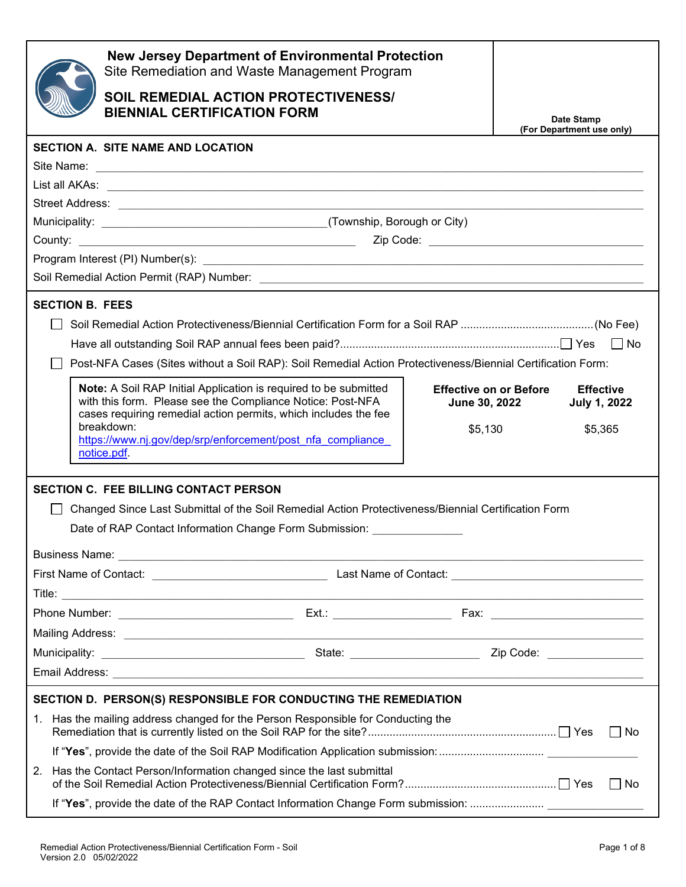# New Jersey Department of Environmental Protection

Site Remediation and Waste Management Program

## SOIL REMEDIAL ACTION PROTECTIVENESS/ BIENNIAL CERTIFICATION FORM

Date Stamp
(For Department use only)

### SECTION A. SITE NAME AND LOCATION

Site Name: ____________________

List all AKAs: ____________________

Street Address: ____________________

Municipality: ____________________ (Township, Borough or City)

County: ____________________ Zip Code: ____________________

Program Interest (PI) Number(s): ____________________

Soil Remedial Action Permit (RAP) Number: ____________________

### SECTION B. FEES

☐ Soil Remedial Action Protectiveness/Biennial Certification Form for a Soil RAP ........................................... (No Fee)

Have all outstanding Soil RAP annual fees been paid?....................................................................... ☐ Yes ☐ No

☐ Post-NFA Cases (Sites without a Soil RAP): Soil Remedial Action Protectiveness/Biennial Certification Form:

> **Note:** A Soil RAP Initial Application is required to be submitted with this form. Please see the Compliance Notice: Post-NFA cases requiring remedial action permits, which includes the fee breakdown: https://www.nj.gov/dep/srp/enforcement/post_nfa_compliance_notice.pdf.

| Effective on or Before June 30, 2022 | Effective July 1, 2022 |
| --- | --- |
| $5,130 | $5,365 |

### SECTION C. FEE BILLING CONTACT PERSON

☐ Changed Since Last Submittal of the Soil Remedial Action Protectiveness/Biennial Certification Form

Date of RAP Contact Information Change Form Submission: ______________

Business Name: ____________________

First Name of Contact: ____________________ Last Name of Contact: ____________________

Title: ____________________

Phone Number: ____________________ Ext.: ____________________ Fax: ____________________

Mailing Address: ____________________

Municipality: ____________________ State: ____________________ Zip Code: ____________________

Email Address: ____________________

### SECTION D. PERSON(S) RESPONSIBLE FOR CONDUCTING THE REMEDIATION

1. Has the mailing address changed for the Person Responsible for Conducting the Remediation that is currently listed on the Soil RAP for the site?............................................................ ☐ Yes ☐ No

   If "**Yes**", provide the date of the Soil RAP Modification Application submission:................................. ______________

2. Has the Contact Person/Information changed since the last submittal of the Soil Remedial Action Protectiveness/Biennial Certification Form?................................................ ☐ Yes ☐ No

   If "**Yes**", provide the date of the RAP Contact Information Change Form submission: ........................ ______________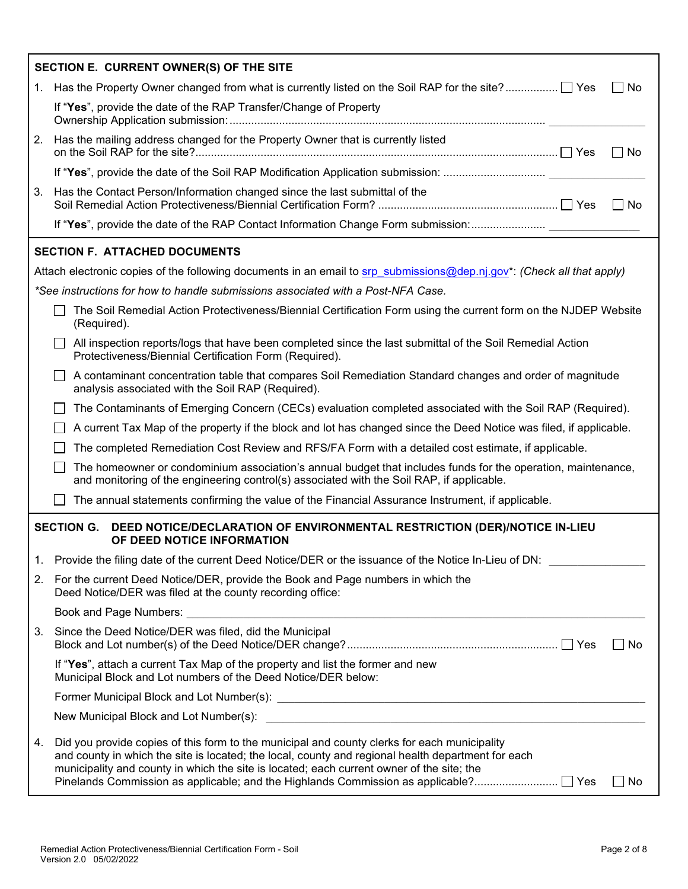## SECTION E. CURRENT OWNER(S) OF THE SITE

1. Has the Property Owner changed from what is currently listed on the Soil RAP for the site? ☐ Yes ☐ No

   If "**Yes**", provide the date of the RAP Transfer/Change of Property Ownership Application submission: ______________

2. Has the mailing address changed for the Property Owner that is currently listed on the Soil RAP for the site? ☐ Yes ☐ No

   If "**Yes**", provide the date of the Soil RAP Modification Application submission: ______________

3. Has the Contact Person/Information changed since the last submittal of the Soil Remedial Action Protectiveness/Biennial Certification Form? ☐ Yes ☐ No

   If "**Yes**", provide the date of the RAP Contact Information Change Form submission: ______________

## SECTION F. ATTACHED DOCUMENTS

Attach electronic copies of the following documents in an email to srp_submissions@dep.nj.gov*: *(Check all that apply)*

*\*See instructions for how to handle submissions associated with a Post-NFA Case.*

- ☐ The Soil Remedial Action Protectiveness/Biennial Certification Form using the current form on the NJDEP Website (Required).
- ☐ All inspection reports/logs that have been completed since the last submittal of the Soil Remedial Action Protectiveness/Biennial Certification Form (Required).
- ☐ A contaminant concentration table that compares Soil Remediation Standard changes and order of magnitude analysis associated with the Soil RAP (Required).
- ☐ The Contaminants of Emerging Concern (CECs) evaluation completed associated with the Soil RAP (Required).
- ☐ A current Tax Map of the property if the block and lot has changed since the Deed Notice was filed, if applicable.
- ☐ The completed Remediation Cost Review and RFS/FA Form with a detailed cost estimate, if applicable.
- ☐ The homeowner or condominium association's annual budget that includes funds for the operation, maintenance, and monitoring of the engineering control(s) associated with the Soil RAP, if applicable.
- ☐ The annual statements confirming the value of the Financial Assurance Instrument, if applicable.

## SECTION G. DEED NOTICE/DECLARATION OF ENVIRONMENTAL RESTRICTION (DER)/NOTICE IN-LIEU OF DEED NOTICE INFORMATION

1. Provide the filing date of the current Deed Notice/DER or the issuance of the Notice In-Lieu of DN: ______________

2. For the current Deed Notice/DER, provide the Book and Page numbers in which the Deed Notice/DER was filed at the county recording office:

   Book and Page Numbers: ______________

3. Since the Deed Notice/DER was filed, did the Municipal Block and Lot number(s) of the Deed Notice/DER change? ☐ Yes ☐ No

   If "**Yes**", attach a current Tax Map of the property and list the former and new Municipal Block and Lot numbers of the Deed Notice/DER below:

   Former Municipal Block and Lot Number(s): ______________

   New Municipal Block and Lot Number(s): ______________

4. Did you provide copies of this form to the municipal and county clerks for each municipality and county in which the site is located; the local, county and regional health department for each municipality and county in which the site is located; each current owner of the site; the Pinelands Commission as applicable; and the Highlands Commission as applicable? ☐ Yes ☐ No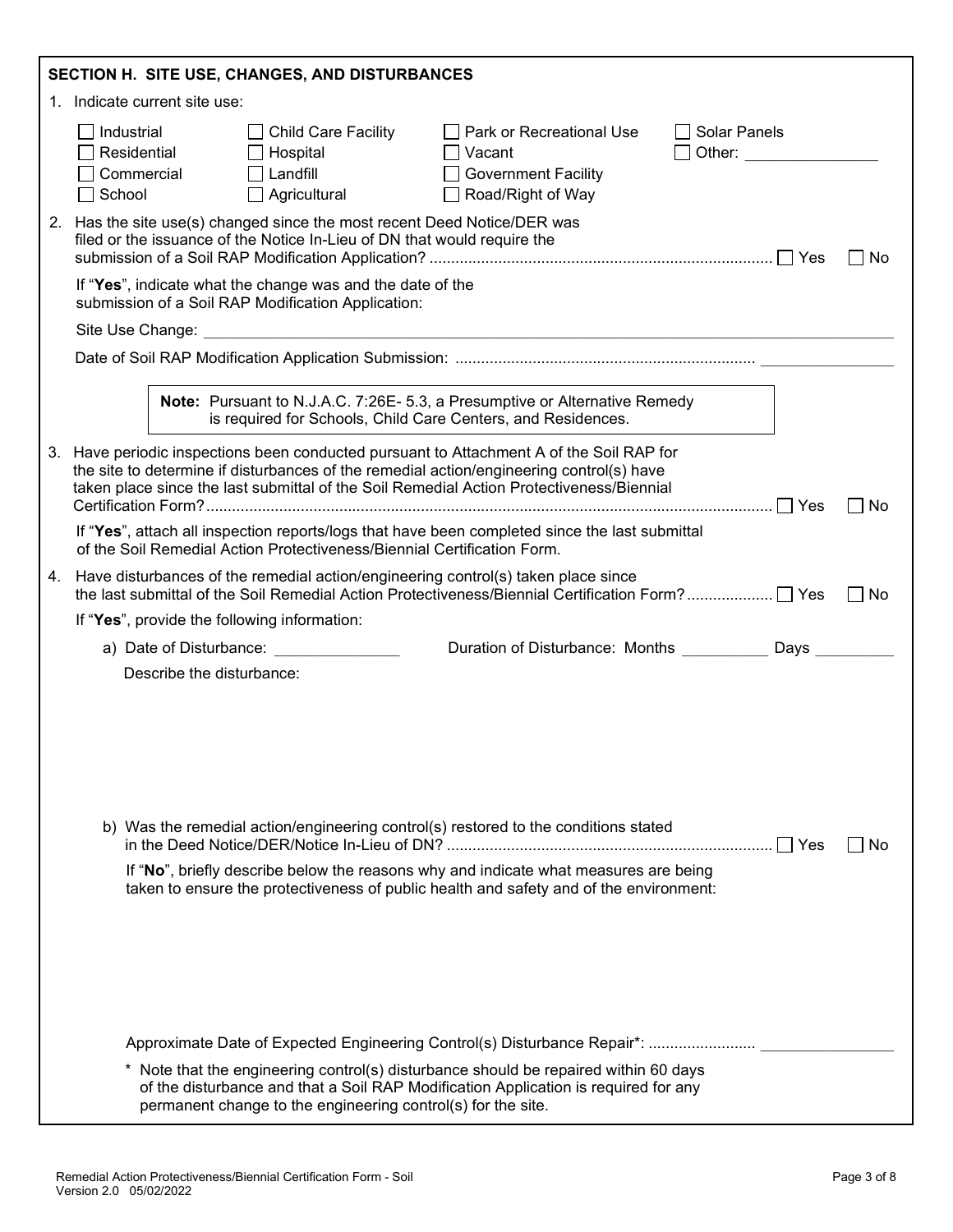## SECTION H. SITE USE, CHANGES, AND DISTURBANCES

1. Indicate current site use:

| | | | |
|---|---|---|---|
| ☐ Industrial | ☐ Child Care Facility | ☐ Park or Recreational Use | ☐ Solar Panels |
| ☐ Residential | ☐ Hospital | ☐ Vacant | ☐ Other: _______________ |
| ☐ Commercial | ☐ Landfill | ☐ Government Facility | |
| ☐ School | ☐ Agricultural | ☐ Road/Right of Way | |

2. Has the site use(s) changed since the most recent Deed Notice/DER was filed or the issuance of the Notice In-Lieu of DN that would require the submission of a Soil RAP Modification Application? ............................................................................... ☐ Yes ☐ No

   If "**Yes**", indicate what the change was and the date of the submission of a Soil RAP Modification Application:

   Site Use Change: ________________________________________________________________________________

   Date of Soil RAP Modification Application Submission: ..................................................................... _______________

   > **Note:** Pursuant to N.J.A.C. 7:26E- 5.3, a Presumptive or Alternative Remedy is required for Schools, Child Care Centers, and Residences.

3. Have periodic inspections been conducted pursuant to Attachment A of the Soil RAP for the site to determine if disturbances of the remedial action/engineering control(s) have taken place since the last submittal of the Soil Remedial Action Protectiveness/Biennial Certification Form?.................................................................................................................................. ☐ Yes ☐ No

   If "**Yes**", attach all inspection reports/logs that have been completed since the last submittal of the Soil Remedial Action Protectiveness/Biennial Certification Form.

4. Have disturbances of the remedial action/engineering control(s) taken place since the last submittal of the Soil Remedial Action Protectiveness/Biennial Certification Form?.................... ☐ Yes ☐ No

   If "**Yes**", provide the following information:

   a) Date of Disturbance: ______________ Duration of Disturbance: Months __________ Days _________

      Describe the disturbance:

   b) Was the remedial action/engineering control(s) restored to the conditions stated in the Deed Notice/DER/Notice In-Lieu of DN? ........................................................................... ☐ Yes ☐ No

      If "**No**", briefly describe below the reasons why and indicate what measures are being taken to ensure the protectiveness of public health and safety and of the environment:

      Approximate Date of Expected Engineering Control(s) Disturbance Repair*: ......................... _______________

      * Note that the engineering control(s) disturbance should be repaired within 60 days of the disturbance and that a Soil RAP Modification Application is required for any permanent change to the engineering control(s) for the site.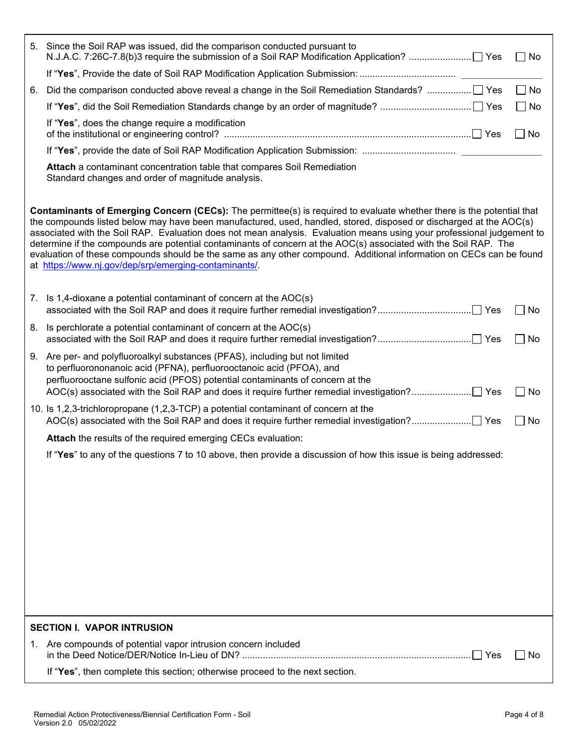5. Since the Soil RAP was issued, did the comparison conducted pursuant to N.J.A.C. 7:26C-7.8(b)3 require the submission of a Soil RAP Modification Application? ☐ Yes ☐ No

   If "**Yes**", Provide the date of Soil RAP Modification Application Submission: ____________

6. Did the comparison conducted above reveal a change in the Soil Remediation Standards? ☐ Yes ☐ No

   If "**Yes**", did the Soil Remediation Standards change by an order of magnitude? ☐ Yes ☐ No

   If "**Yes**", does the change require a modification of the institutional or engineering control? ☐ Yes ☐ No

   If "**Yes**", provide the date of Soil RAP Modification Application Submission: ____________

   **Attach** a contaminant concentration table that compares Soil Remediation Standard changes and order of magnitude analysis.

**Contaminants of Emerging Concern (CECs):** The permittee(s) is required to evaluate whether there is the potential that the compounds listed below may have been manufactured, used, handled, stored, disposed or discharged at the AOC(s) associated with the Soil RAP. Evaluation does not mean analysis. Evaluation means using your professional judgement to determine if the compounds are potential contaminants of concern at the AOC(s) associated with the Soil RAP. The evaluation of these compounds should be the same as any other compound. Additional information on CECs can be found at https://www.nj.gov/dep/srp/emerging-contaminants/.

7. Is 1,4-dioxane a potential contaminant of concern at the AOC(s) associated with the Soil RAP and does it require further remedial investigation? ☐ Yes ☐ No

8. Is perchlorate a potential contaminant of concern at the AOC(s) associated with the Soil RAP and does it require further remedial investigation? ☐ Yes ☐ No

9. Are per- and polyfluoroalkyl substances (PFAS), including but not limited to perfluorononanoic acid (PFNA), perfluorooctanoic acid (PFOA), and perfluorooctane sulfonic acid (PFOS) potential contaminants of concern at the AOC(s) associated with the Soil RAP and does it require further remedial investigation? ☐ Yes ☐ No

10. Is 1,2,3-trichloropropane (1,2,3-TCP) a potential contaminant of concern at the AOC(s) associated with the Soil RAP and does it require further remedial investigation? ☐ Yes ☐ No

    **Attach** the results of the required emerging CECs evaluation:

    If "**Yes**" to any of the questions 7 to 10 above, then provide a discussion of how this issue is being addressed:

## SECTION I. VAPOR INTRUSION

1. Are compounds of potential vapor intrusion concern included in the Deed Notice/DER/Notice In-Lieu of DN? ☐ Yes ☐ No

   If "**Yes**", then complete this section; otherwise proceed to the next section.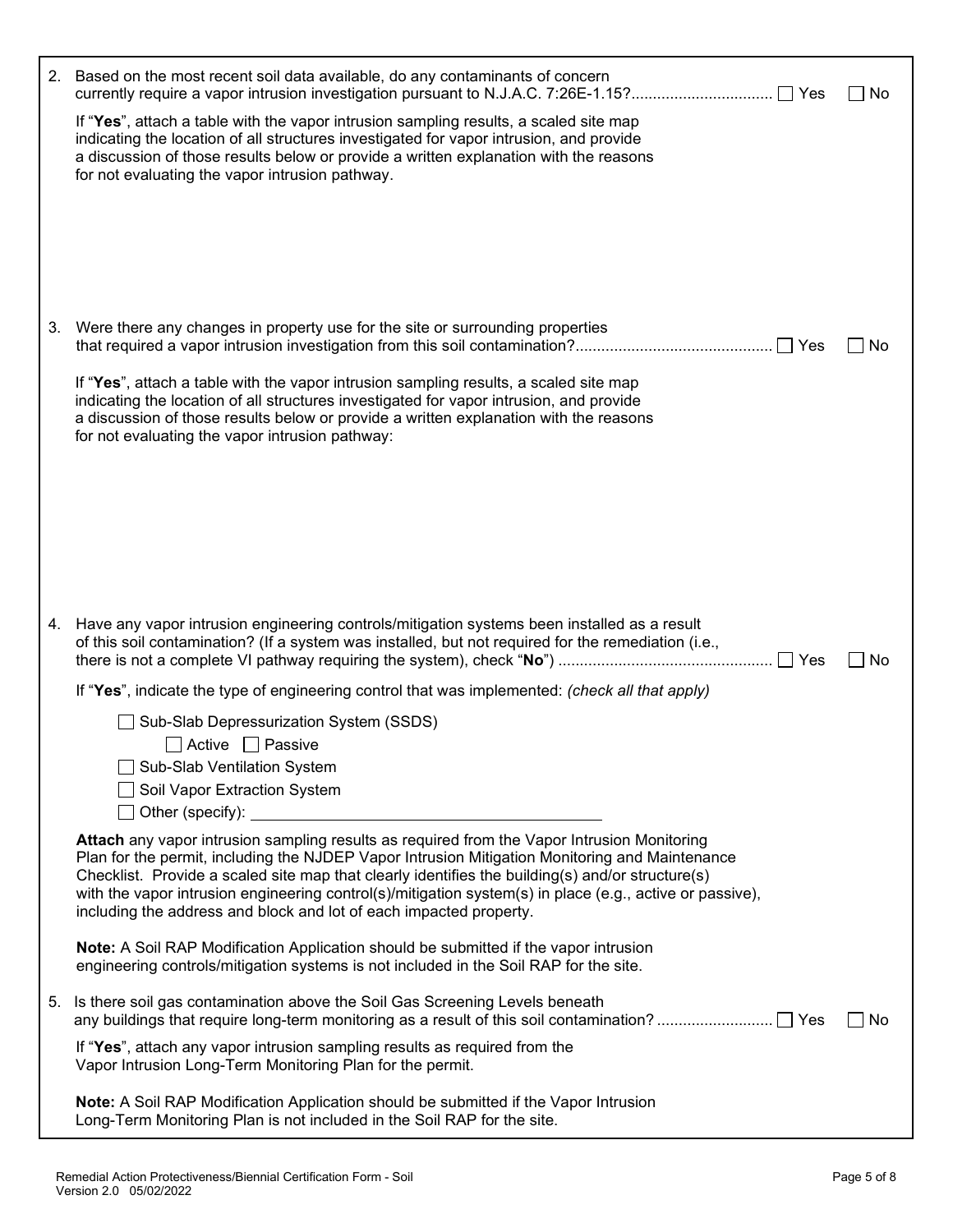2. Based on the most recent soil data available, do any contaminants of concern currently require a vapor intrusion investigation pursuant to N.J.A.C. 7:26E-1.15?................................ ☐ Yes ☐ No

   If "**Yes**", attach a table with the vapor intrusion sampling results, a scaled site map indicating the location of all structures investigated for vapor intrusion, and provide a discussion of those results below or provide a written explanation with the reasons for not evaluating the vapor intrusion pathway.

3. Were there any changes in property use for the site or surrounding properties that required a vapor intrusion investigation from this soil contamination?............................................ ☐ Yes ☐ No

   If "**Yes**", attach a table with the vapor intrusion sampling results, a scaled site map indicating the location of all structures investigated for vapor intrusion, and provide a discussion of those results below or provide a written explanation with the reasons for not evaluating the vapor intrusion pathway:

4. Have any vapor intrusion engineering controls/mitigation systems been installed as a result of this soil contamination? (If a system was installed, but not required for the remediation (i.e., there is not a complete VI pathway requiring the system), check "**No**") ................................................ ☐ Yes ☐ No

   If "**Yes**", indicate the type of engineering control that was implemented: *(check all that apply)*

   ☐ Sub-Slab Depressurization System (SSDS)

   ☐ Active ☐ Passive

   ☐ Sub-Slab Ventilation System

   ☐ Soil Vapor Extraction System

   ☐ Other (specify): ____________________________________________

   **Attach** any vapor intrusion sampling results as required from the Vapor Intrusion Monitoring Plan for the permit, including the NJDEP Vapor Intrusion Mitigation Monitoring and Maintenance Checklist. Provide a scaled site map that clearly identifies the building(s) and/or structure(s) with the vapor intrusion engineering control(s)/mitigation system(s) in place (e.g., active or passive), including the address and block and lot of each impacted property.

   **Note:** A Soil RAP Modification Application should be submitted if the vapor intrusion engineering controls/mitigation systems is not included in the Soil RAP for the site.

5. Is there soil gas contamination above the Soil Gas Screening Levels beneath any buildings that require long-term monitoring as a result of this soil contamination? .......................... ☐ Yes ☐ No

   If "**Yes**", attach any vapor intrusion sampling results as required from the Vapor Intrusion Long-Term Monitoring Plan for the permit.

   **Note:** A Soil RAP Modification Application should be submitted if the Vapor Intrusion Long-Term Monitoring Plan is not included in the Soil RAP for the site.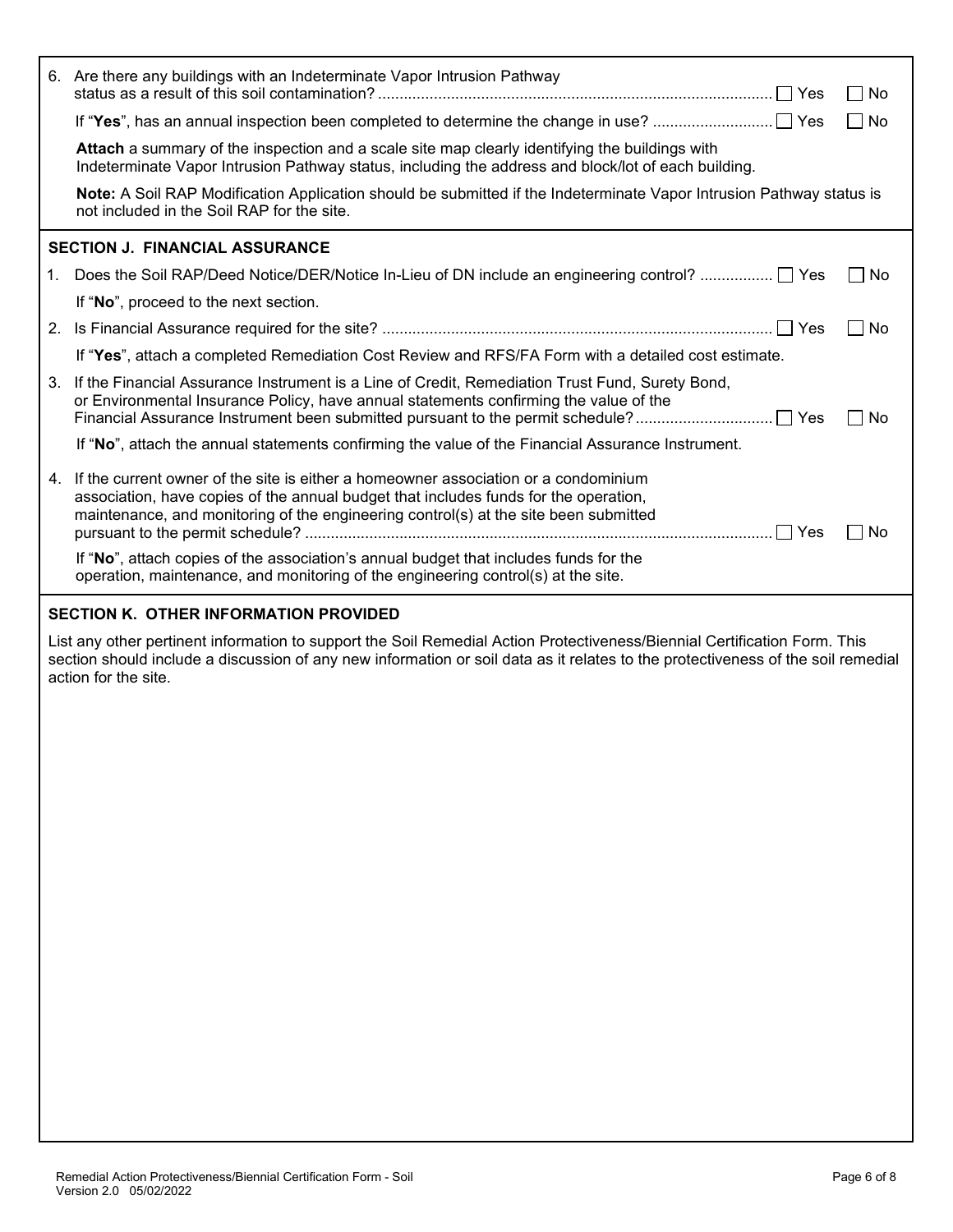6. Are there any buildings with an Indeterminate Vapor Intrusion Pathway status as a result of this soil contamination? ☐ Yes ☐ No

   If "**Yes**", has an annual inspection been completed to determine the change in use? ☐ Yes ☐ No

   **Attach** a summary of the inspection and a scale site map clearly identifying the buildings with Indeterminate Vapor Intrusion Pathway status, including the address and block/lot of each building.

   **Note:** A Soil RAP Modification Application should be submitted if the Indeterminate Vapor Intrusion Pathway status is not included in the Soil RAP for the site.

## SECTION J. FINANCIAL ASSURANCE

1. Does the Soil RAP/Deed Notice/DER/Notice In-Lieu of DN include an engineering control? ☐ Yes ☐ No

   If "**No**", proceed to the next section.

2. Is Financial Assurance required for the site? ☐ Yes ☐ No

   If "**Yes**", attach a completed Remediation Cost Review and RFS/FA Form with a detailed cost estimate.

3. If the Financial Assurance Instrument is a Line of Credit, Remediation Trust Fund, Surety Bond, or Environmental Insurance Policy, have annual statements confirming the value of the Financial Assurance Instrument been submitted pursuant to the permit schedule? ☐ Yes ☐ No

   If "**No**", attach the annual statements confirming the value of the Financial Assurance Instrument.

4. If the current owner of the site is either a homeowner association or a condominium association, have copies of the annual budget that includes funds for the operation, maintenance, and monitoring of the engineering control(s) at the site been submitted pursuant to the permit schedule? ☐ Yes ☐ No

   If "**No**", attach copies of the association's annual budget that includes funds for the operation, maintenance, and monitoring of the engineering control(s) at the site.

## SECTION K. OTHER INFORMATION PROVIDED

List any other pertinent information to support the Soil Remedial Action Protectiveness/Biennial Certification Form. This section should include a discussion of any new information or soil data as it relates to the protectiveness of the soil remedial action for the site.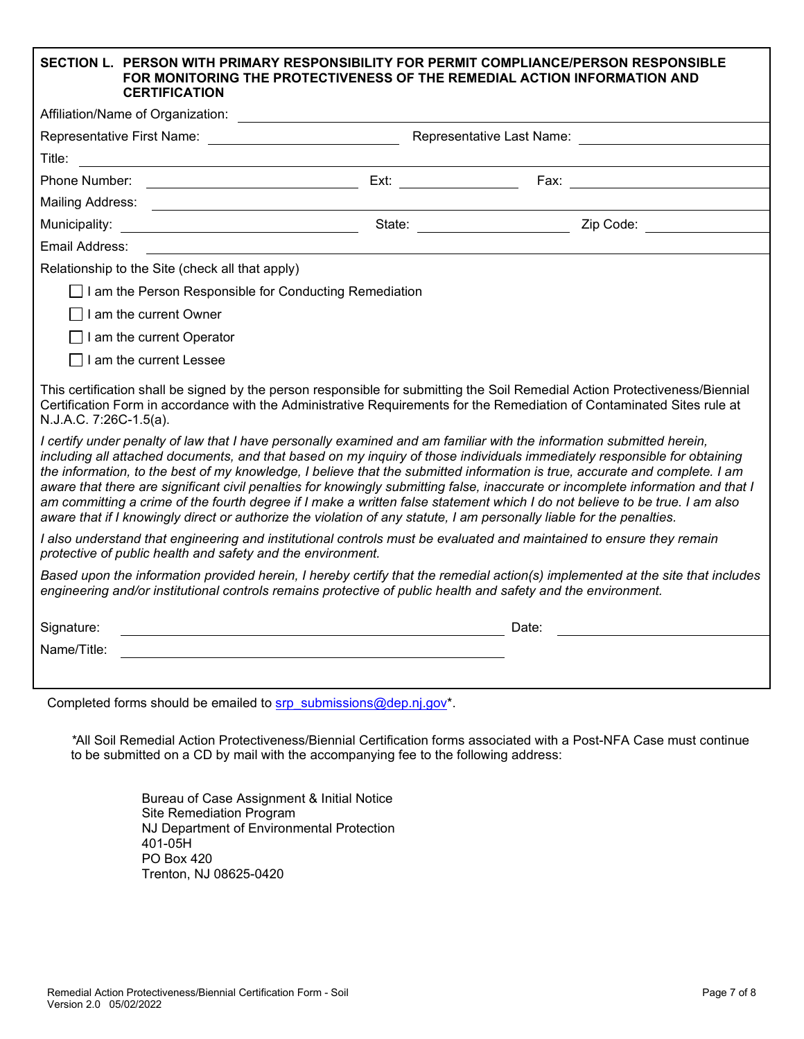## SECTION L. PERSON WITH PRIMARY RESPONSIBILITY FOR PERMIT COMPLIANCE/PERSON RESPONSIBLE FOR MONITORING THE PROTECTIVENESS OF THE REMEDIAL ACTION INFORMATION AND CERTIFICATION

Affiliation/Name of Organization: ______________________________

Representative First Name: ______________ Representative Last Name: ______________

Title: ______________________________

Phone Number: ______________ Ext: __________ Fax: ______________

Mailing Address: ______________________________

Municipality: ______________ State: __________ Zip Code: __________

Email Address: ______________________________

Relationship to the Site (check all that apply)

- ☐ I am the Person Responsible for Conducting Remediation
- ☐ I am the current Owner
- ☐ I am the current Operator
- ☐ I am the current Lessee

This certification shall be signed by the person responsible for submitting the Soil Remedial Action Protectiveness/Biennial Certification Form in accordance with the Administrative Requirements for the Remediation of Contaminated Sites rule at N.J.A.C. 7:26C-1.5(a).

*I certify under penalty of law that I have personally examined and am familiar with the information submitted herein, including all attached documents, and that based on my inquiry of those individuals immediately responsible for obtaining the information, to the best of my knowledge, I believe that the submitted information is true, accurate and complete. I am aware that there are significant civil penalties for knowingly submitting false, inaccurate or incomplete information and that I am committing a crime of the fourth degree if I make a written false statement which I do not believe to be true. I am also aware that if I knowingly direct or authorize the violation of any statute, I am personally liable for the penalties.*

*I also understand that engineering and institutional controls must be evaluated and maintained to ensure they remain protective of public health and safety and the environment.*

*Based upon the information provided herein, I hereby certify that the remedial action(s) implemented at the site that includes engineering and/or institutional controls remains protective of public health and safety and the environment.*

Signature: ______________________________ Date: ______________

Name/Title: ______________________________

Completed forms should be emailed to srp_submissions@dep.nj.gov*.

*All Soil Remedial Action Protectiveness/Biennial Certification forms associated with a Post-NFA Case must continue to be submitted on a CD by mail with the accompanying fee to the following address:

Bureau of Case Assignment & Initial Notice
Site Remediation Program
NJ Department of Environmental Protection
401-05H
PO Box 420
Trenton, NJ 08625-0420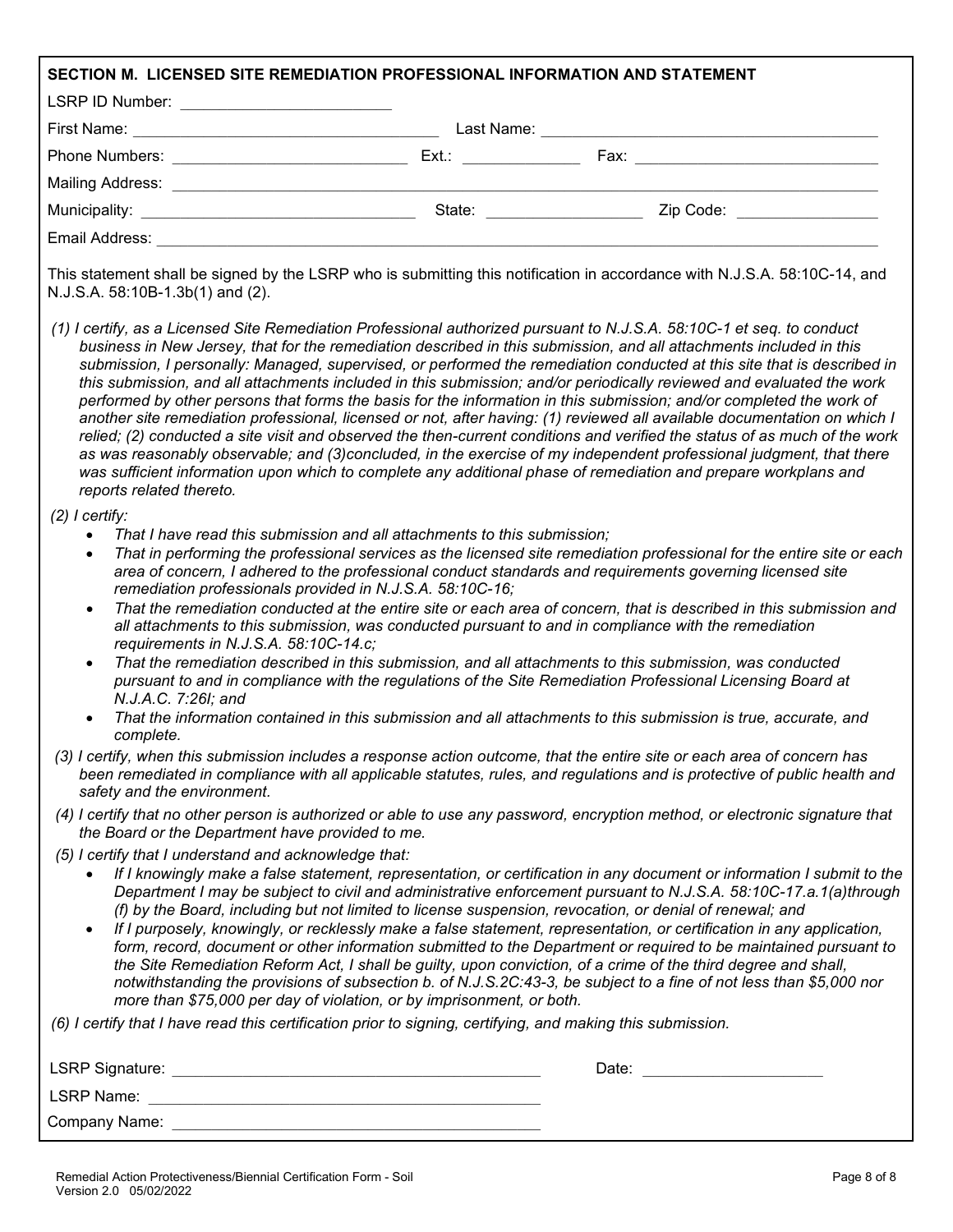## SECTION M. LICENSED SITE REMEDIATION PROFESSIONAL INFORMATION AND STATEMENT

LSRP ID Number: ________________________

First Name: ________________________ Last Name: ________________________

Phone Numbers: ________________________ Ext.: ____________ Fax: ________________________

Mailing Address: ________________________________________________

Municipality: ________________________ State: ________________ Zip Code: ______________

Email Address: ________________________________________________

This statement shall be signed by the LSRP who is submitting this notification in accordance with N.J.S.A. 58:10C-14, and N.J.S.A. 58:10B-1.3b(1) and (2).

*(1) I certify, as a Licensed Site Remediation Professional authorized pursuant to N.J.S.A. 58:10C-1 et seq. to conduct business in New Jersey, that for the remediation described in this submission, and all attachments included in this submission, I personally: Managed, supervised, or performed the remediation conducted at this site that is described in this submission, and all attachments included in this submission; and/or periodically reviewed and evaluated the work performed by other persons that forms the basis for the information in this submission; and/or completed the work of another site remediation professional, licensed or not, after having: (1) reviewed all available documentation on which I relied; (2) conducted a site visit and observed the then-current conditions and verified the status of as much of the work as was reasonably observable; and (3)concluded, in the exercise of my independent professional judgment, that there was sufficient information upon which to complete any additional phase of remediation and prepare workplans and reports related thereto.*

*(2) I certify:*

- *That I have read this submission and all attachments to this submission;*
- *That in performing the professional services as the licensed site remediation professional for the entire site or each area of concern, I adhered to the professional conduct standards and requirements governing licensed site remediation professionals provided in N.J.S.A. 58:10C-16;*
- *That the remediation conducted at the entire site or each area of concern, that is described in this submission and all attachments to this submission, was conducted pursuant to and in compliance with the remediation requirements in N.J.S.A. 58:10C-14.c;*
- *That the remediation described in this submission, and all attachments to this submission, was conducted pursuant to and in compliance with the regulations of the Site Remediation Professional Licensing Board at N.J.A.C. 7:26I; and*
- *That the information contained in this submission and all attachments to this submission is true, accurate, and complete.*

*(3) I certify, when this submission includes a response action outcome, that the entire site or each area of concern has been remediated in compliance with all applicable statutes, rules, and regulations and is protective of public health and safety and the environment.*

*(4) I certify that no other person is authorized or able to use any password, encryption method, or electronic signature that the Board or the Department have provided to me.*

*(5) I certify that I understand and acknowledge that:*

- *If I knowingly make a false statement, representation, or certification in any document or information I submit to the Department I may be subject to civil and administrative enforcement pursuant to N.J.S.A. 58:10C-17.a.1(a)through (f) by the Board, including but not limited to license suspension, revocation, or denial of renewal; and*
- *If I purposely, knowingly, or recklessly make a false statement, representation, or certification in any application, form, record, document or other information submitted to the Department or required to be maintained pursuant to the Site Remediation Reform Act, I shall be guilty, upon conviction, of a crime of the third degree and shall, notwithstanding the provisions of subsection b. of N.J.S.2C:43-3, be subject to a fine of not less than $5,000 nor more than $75,000 per day of violation, or by imprisonment, or both.*

*(6) I certify that I have read this certification prior to signing, certifying, and making this submission.*

LSRP Signature: ________________________________ Date: ____________________

LSRP Name: ________________________________

Company Name: ________________________________

Remedial Action Protectiveness/Biennial Certification Form - Soil
Version 2.0 05/02/2022